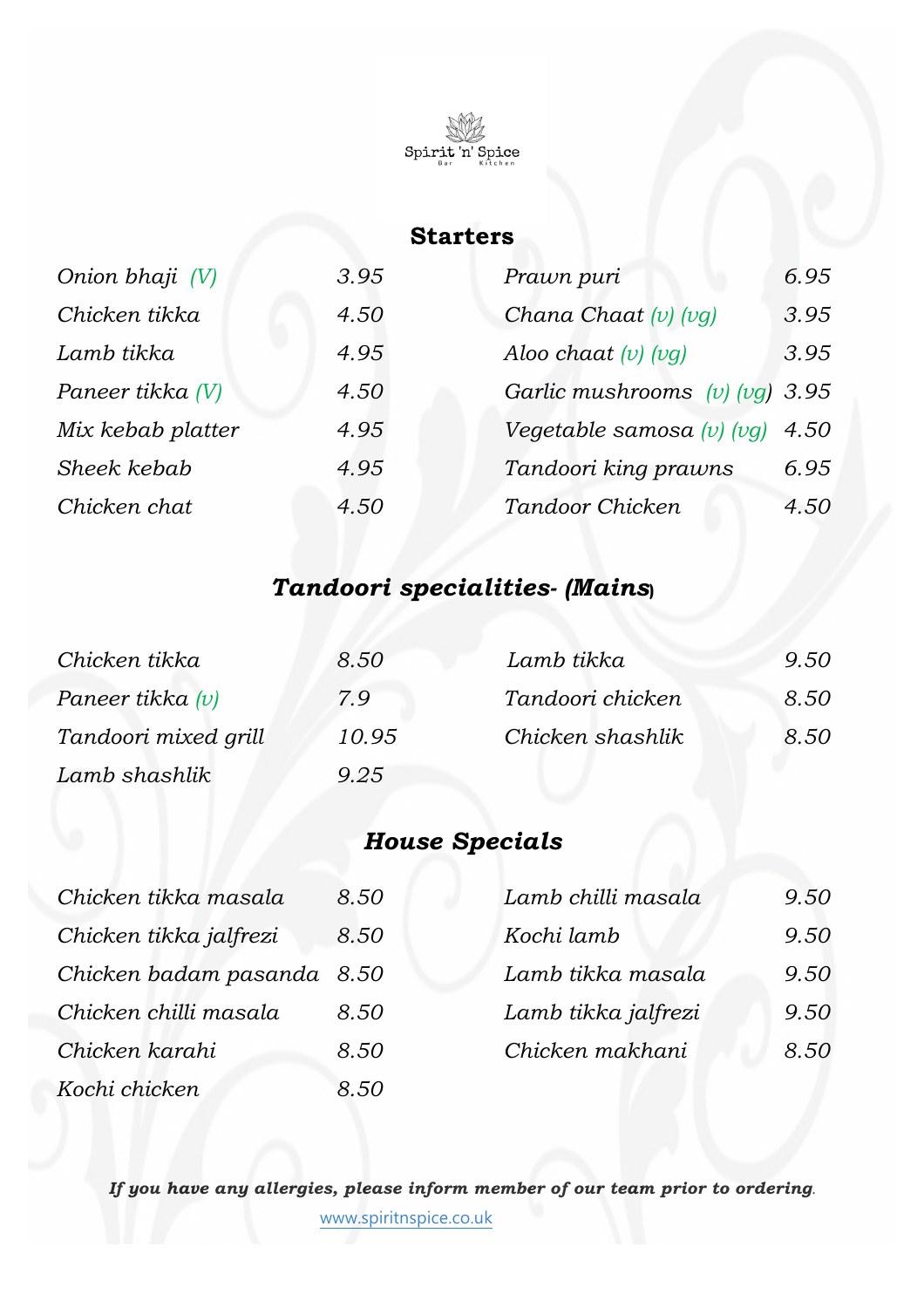Spirit 'n' Spice

Bar Kitchen

## Starters

| | | | |
|---|---|---|---|
| *Onion bhaji (V)* | *3.95* | *Prawn puri* | *6.95* |
| *Chicken tikka* | *4.50* | *Chana Chaat (v) (vg)* | *3.95* |
| *Lamb tikka* | *4.95* | *Aloo chaat (v) (vg)* | *3.95* |
| *Paneer tikka (V)* | *4.50* | *Garlic mushrooms (v) (vg)* | *3.95* |
| *Mix kebab platter* | *4.95* | *Vegetable samosa (v) (vg)* | *4.50* |
| *Sheek kebab* | *4.95* | *Tandoori king prawns* | *6.95* |
| *Chicken chat* | *4.50* | *Tandoor Chicken* | *4.50* |

## *Tandoori specialities- (Mains)*

| | | | |
|---|---|---|---|
| *Chicken tikka* | *8.50* | *Lamb tikka* | *9.50* |
| *Paneer tikka (v)* | *7.9* | *Tandoori chicken* | *8.50* |
| *Tandoori mixed grill* | *10.95* | *Chicken shashlik* | *8.50* |
| *Lamb shashlik* | *9.25* | | |

## *House Specials*

| | | | |
|---|---|---|---|
| *Chicken tikka masala* | *8.50* | *Lamb chilli masala* | *9.50* |
| *Chicken tikka jalfrezi* | *8.50* | *Kochi lamb* | *9.50* |
| *Chicken badam pasanda* | *8.50* | *Lamb tikka masala* | *9.50* |
| *Chicken chilli masala* | *8.50* | *Lamb tikka jalfrezi* | *9.50* |
| *Chicken karahi* | *8.50* | *Chicken makhani* | *8.50* |
| *Kochi chicken* | *8.50* | | |

***If you have any allergies, please inform member of our team prior to ordering.***

www.spiritnspice.co.uk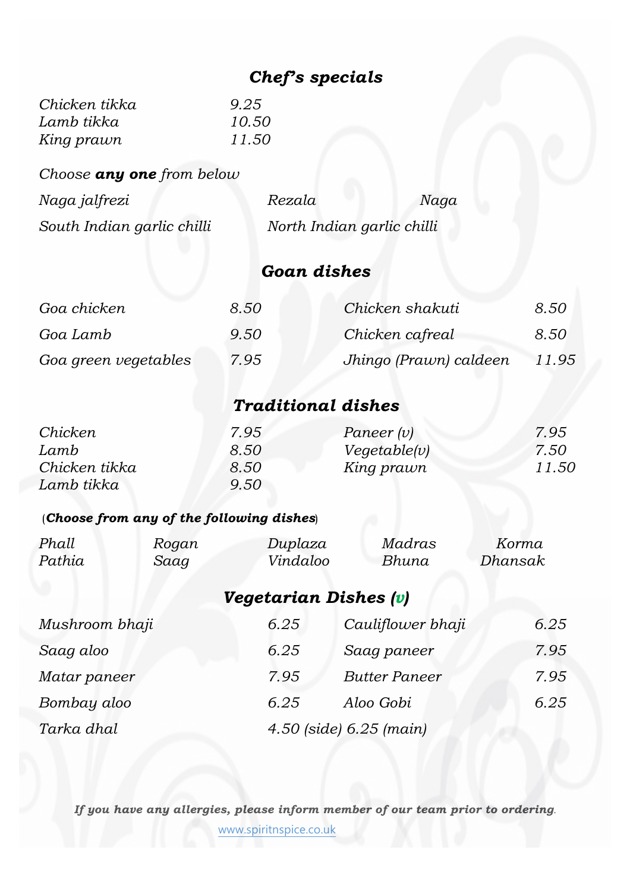## *Chef's specials*

| | |
|---|---|
| *Chicken tikka* | *9.25* |
| *Lamb tikka* | *10.50* |
| *King prawn* | *11.50* |

*Choose* ***any one*** *from below*

*Naga jalfrezi* | *Rezala* | *Naga*

*South Indian garlic chilli* | *North Indian garlic chilli*

## *Goan dishes*

| | | | |
|---|---|---|---|
| *Goa chicken* | *8.50* | *Chicken shakuti* | *8.50* |
| *Goa Lamb* | *9.50* | *Chicken cafreal* | *8.50* |
| *Goa green vegetables* | *7.95* | *Jhingo (Prawn) caldeen* | *11.95* |

## *Traditional dishes*

| | | | |
|---|---|---|---|
| *Chicken* | *7.95* | *Paneer (v)* | *7.95* |
| *Lamb* | *8.50* | *Vegetable(v)* | *7.50* |
| *Chicken tikka* | *8.50* | *King prawn* | *11.50* |
| *Lamb tikka* | *9.50* | | |

(***Choose from any of the following dishes***)

| | | | | |
|---|---|---|---|---|
| *Phall* | *Rogan* | *Duplaza* | *Madras* | *Korma* |
| *Pathia* | *Saag* | *Vindaloo* | *Bhuna* | *Dhansak* |

## *Vegetarian Dishes (v)*

| | | | |
|---|---|---|---|
| *Mushroom bhaji* | *6.25* | *Cauliflower bhaji* | *6.25* |
| *Saag aloo* | *6.25* | *Saag paneer* | *7.95* |
| *Matar paneer* | *7.95* | *Butter Paneer* | *7.95* |
| *Bombay aloo* | *6.25* | *Aloo Gobi* | *6.25* |
| *Tarka dhal* | *4.50 (side) 6.25 (main)* | | |

***If you have any allergies, please inform member of our team prior to ordering.***

www.spiritnspice.co.uk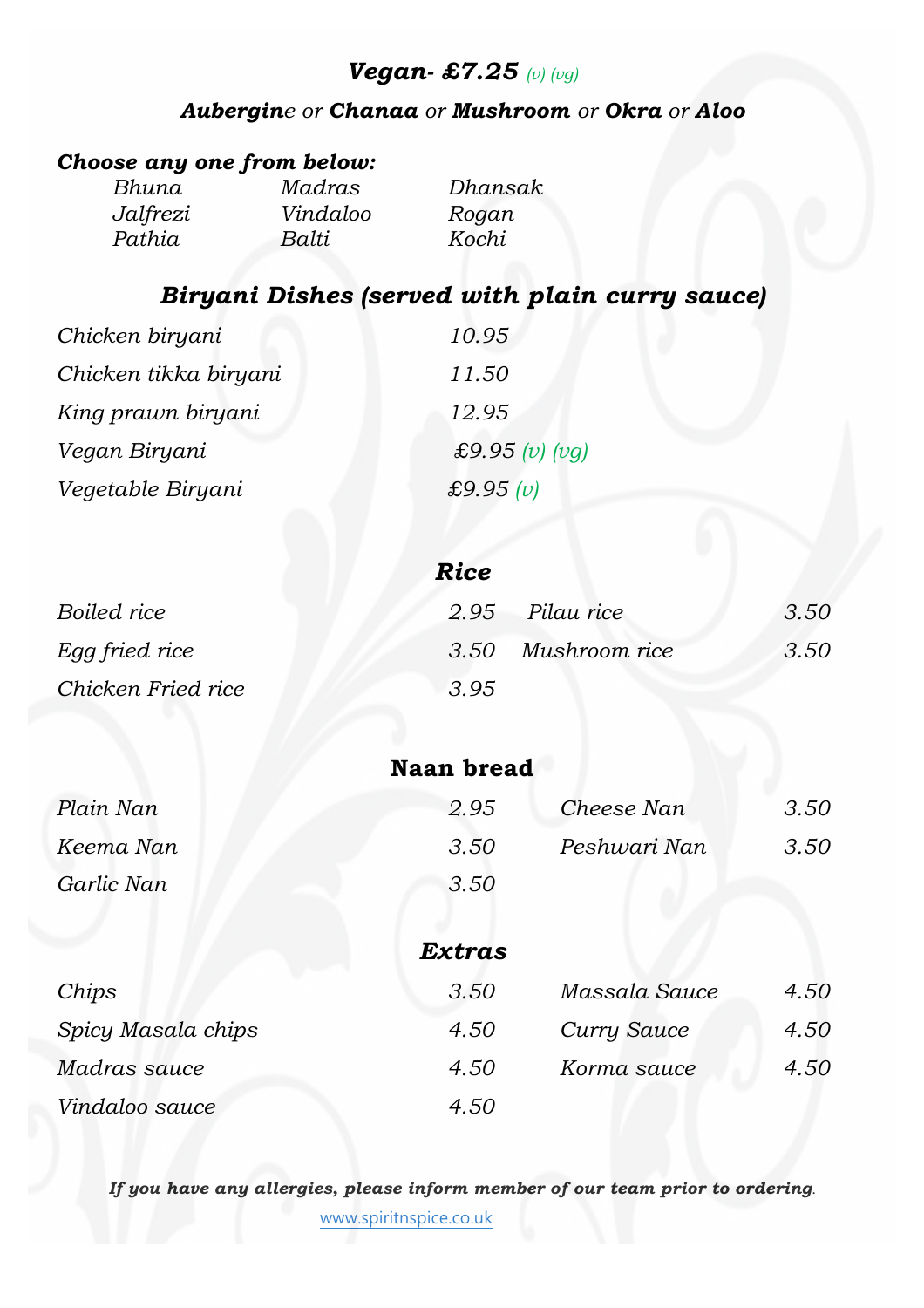## *Vegan- £7.25* *(v) (vg)*

***Aubergin**e or **Chanaa** or **Mushroom** or **Okra** or **Aloo***

***Choose any one from below:***

| | | |
|---|---|---|
| *Bhuna* | *Madras* | *Dhansak* |
| *Jalfrezi* | *Vindaloo* | *Rogan* |
| *Pathia* | *Balti* | *Kochi* |

## *Biryani Dishes (served with plain curry sauce)*

| | |
|---|---|
| *Chicken biryani* | *10.95* |
| *Chicken tikka biryani* | *11.50* |
| *King prawn biryani* | *12.95* |
| *Vegan Biryani* | *£9.95 (v) (vg)* |
| *Vegetable Biryani* | *£9.95 (v)* |

## *Rice*

| | | | |
|---|---|---|---|
| *Boiled rice* | *2.95* | *Pilau rice* | *3.50* |
| *Egg fried rice* | *3.50* | *Mushroom rice* | *3.50* |
| *Chicken Fried rice* | *3.95* | | |

## Naan bread

| | | | |
|---|---|---|---|
| *Plain Nan* | *2.95* | *Cheese Nan* | *3.50* |
| *Keema Nan* | *3.50* | *Peshwari Nan* | *3.50* |
| *Garlic Nan* | *3.50* | | |

## *Extras*

| | | | |
|---|---|---|---|
| *Chips* | *3.50* | *Massala Sauce* | *4.50* |
| *Spicy Masala chips* | *4.50* | *Curry Sauce* | *4.50* |
| *Madras sauce* | *4.50* | *Korma sauce* | *4.50* |
| *Vindaloo sauce* | *4.50* | | |

***If you have any allergies, please inform member of our team prior to ordering.***

www.spiritnspice.co.uk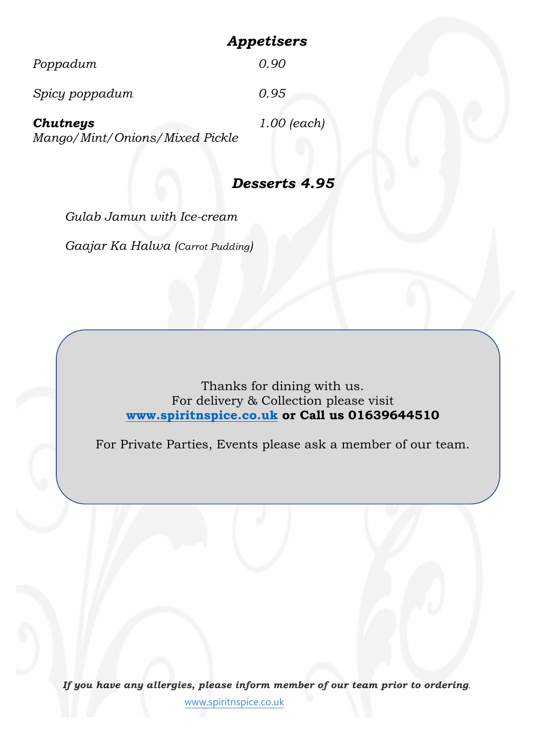## *Appetisers*

*Poppadum* 0.90

*Spicy poppadum* 0.95

***Chutneys*** 1.00 (each)
*Mango/Mint/Onions/Mixed Pickle*

## *Desserts 4.95*

*Gulab Jamun with Ice-cream*

*Gaajar Ka Halwa (Carrot Pudding)*

Thanks for dining with us.
For delivery & Collection please visit
**www.spiritnspice.co.uk or Call us 01639644510**

For Private Parties, Events please ask a member of our team.

***If you have any allergies, please inform member of our team prior to ordering.***

www.spiritnspice.co.uk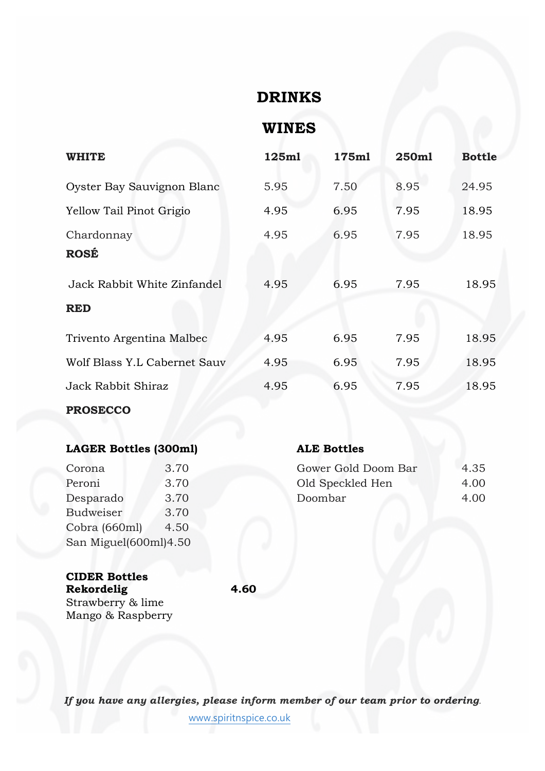# DRINKS

## WINES

| WHITE | 125ml | 175ml | 250ml | Bottle |
|---|---|---|---|---|
| Oyster Bay Sauvignon Blanc | 5.95 | 7.50 | 8.95 | 24.95 |
| Yellow Tail Pinot Grigio | 4.95 | 6.95 | 7.95 | 18.95 |
| Chardonnay | 4.95 | 6.95 | 7.95 | 18.95 |
| **ROSÉ** | | | | |
| Jack Rabbit White Zinfandel | 4.95 | 6.95 | 7.95 | 18.95 |
| **RED** | | | | |
| Trivento Argentina Malbec | 4.95 | 6.95 | 7.95 | 18.95 |
| Wolf Blass Y.L Cabernet Sauv | 4.95 | 6.95 | 7.95 | 18.95 |
| Jack Rabbit Shiraz | 4.95 | 6.95 | 7.95 | 18.95 |
| **PROSECCO** | | | | |

**LAGER Bottles (300ml)**

| | |
|---|---|
| Corona | 3.70 |
| Peroni | 3.70 |
| Desparado | 3.70 |
| Budweiser | 3.70 |
| Cobra (660ml) | 4.50 |
| San Miguel(600ml) | 4.50 |

**ALE Bottles**

| | |
|---|---|
| Gower Gold Doom Bar | 4.35 |
| Old Speckled Hen | 4.00 |
| Doombar | 4.00 |

**CIDER Bottles**

**Rekordelig** **4.60**

Strawberry & lime
Mango & Raspberry

***If you have any allergies, please inform member of our team prior to ordering.***

www.spiritnspice.co.uk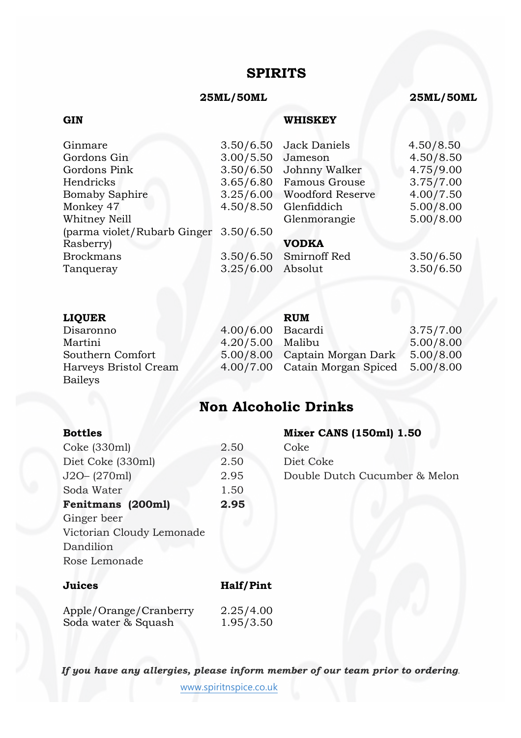# SPIRITS

## GIN

| | 25ML/50ML |
|---|---|
| Ginmare | 3.50/6.50 |
| Gordons Gin | 3.00/5.50 |
| Gordons Pink | 3.50/6.50 |
| Hendricks | 3.65/6.80 |
| Bomaby Saphire | 3.25/6.00 |
| Monkey 47 | 4.50/8.50 |
| Whitney Neill (parma violet/Rubarb Ginger Rasberry) | 3.50/6.50 |
| Brockmans | 3.50/6.50 |
| Tanqueray | 3.25/6.00 |

## WHISKEY

| | 25ML/50ML |
|---|---|
| Jack Daniels | 4.50/8.50 |
| Jameson | 4.50/8.50 |
| Johnny Walker | 4.75/9.00 |
| Famous Grouse | 3.75/7.00 |
| Woodford Reserve | 4.00/7.50 |
| Glenfiddich | 5.00/8.00 |
| Glenmorangie | 5.00/8.00 |

## VODKA

| | 25ML/50ML |
|---|---|
| Smirnoff Red | 3.50/6.50 |
| Absolut | 3.50/6.50 |

## LIQUER

| | 25ML/50ML |
|---|---|
| Disaronno | 4.00/6.00 |
| Martini | 4.20/5.00 |
| Southern Comfort | 5.00/8.00 |
| Harveys Bristol Cream | 4.00/7.00 |
| Baileys | |

## RUM

| | 25ML/50ML |
|---|---|
| Bacardi | 3.75/7.00 |
| Malibu | 5.00/8.00 |
| Captain Morgan Dark | 5.00/8.00 |
| Catain Morgan Spiced | 5.00/8.00 |

# Non Alcoholic Drinks

## Bottles

| | |
|---|---|
| Coke (330ml) | 2.50 |
| Diet Coke (330ml) | 2.50 |
| J2O– (270ml) | 2.95 |
| Soda Water | 1.50 |
| **Fenitmans (200ml)** | **2.95** |

Ginger beer
Victorian Cloudy Lemonade
Dandilion
Rose Lemonade

## Mixer CANS (150ml) 1.50

Coke
Diet Coke
Double Dutch Cucumber & Melon

## Juices

| | Half/Pint |
|---|---|
| Apple/Orange/Cranberry | 2.25/4.00 |
| Soda water & Squash | 1.95/3.50 |

***If you have any allergies, please inform member of our team prior to ordering.***

www.spiritnspice.co.uk